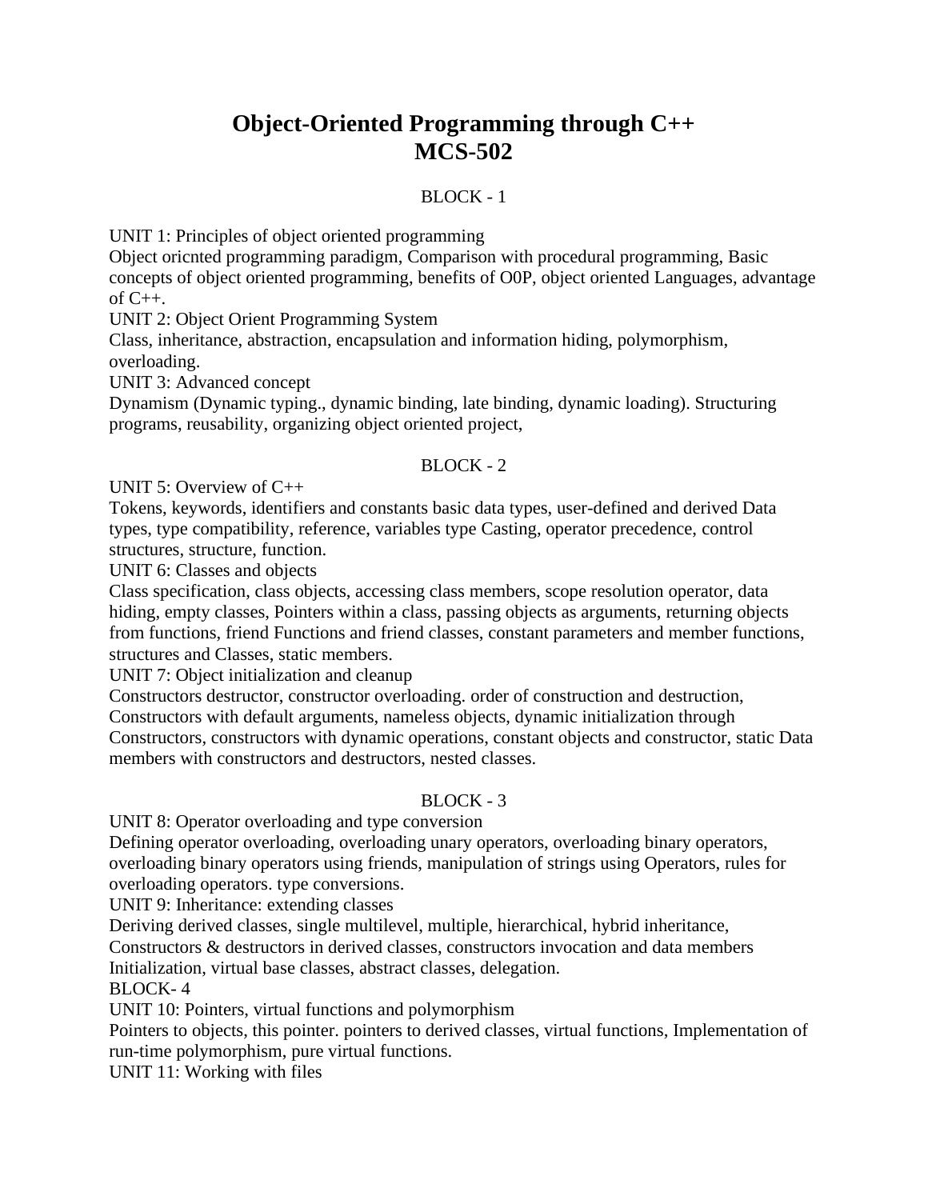# Object-Oriented Programming through C++
# MCS-502

BLOCK - 1

UNIT 1: Principles of object oriented programming
Object oricnted programming paradigm, Comparison with procedural programming, Basic concepts of object oriented programming, benefits of O0P, object oriented Languages, advantage of C++.

UNIT 2: Object Orient Programming System
Class, inheritance, abstraction, encapsulation and information hiding, polymorphism, overloading.

UNIT 3: Advanced concept
Dynamism (Dynamic typing., dynamic binding, late binding, dynamic loading). Structuring programs, reusability, organizing object oriented project,

BLOCK - 2

UNIT 5: Overview of C++
Tokens, keywords, identifiers and constants basic data types, user-defined and derived Data types, type compatibility, reference, variables type Casting, operator precedence, control structures, structure, function.

UNIT 6: Classes and objects
Class specification, class objects, accessing class members, scope resolution operator, data hiding, empty classes, Pointers within a class, passing objects as arguments, returning objects from functions, friend Functions and friend classes, constant parameters and member functions, structures and Classes, static members.

UNIT 7: Object initialization and cleanup
Constructors destructor, constructor overloading. order of construction and destruction, Constructors with default arguments, nameless objects, dynamic initialization through Constructors, constructors with dynamic operations, constant objects and constructor, static Data members with constructors and destructors, nested classes.

BLOCK - 3

UNIT 8: Operator overloading and type conversion
Defining operator overloading, overloading unary operators, overloading binary operators, overloading binary operators using friends, manipulation of strings using Operators, rules for overloading operators. type conversions.

UNIT 9: Inheritance: extending classes
Deriving derived classes, single multilevel, multiple, hierarchical, hybrid inheritance, Constructors & destructors in derived classes, constructors invocation and data members Initialization, virtual base classes, abstract classes, delegation.

BLOCK- 4

UNIT 10: Pointers, virtual functions and polymorphism
Pointers to objects, this pointer. pointers to derived classes, virtual functions, Implementation of run-time polymorphism, pure virtual functions.

UNIT 11: Working with files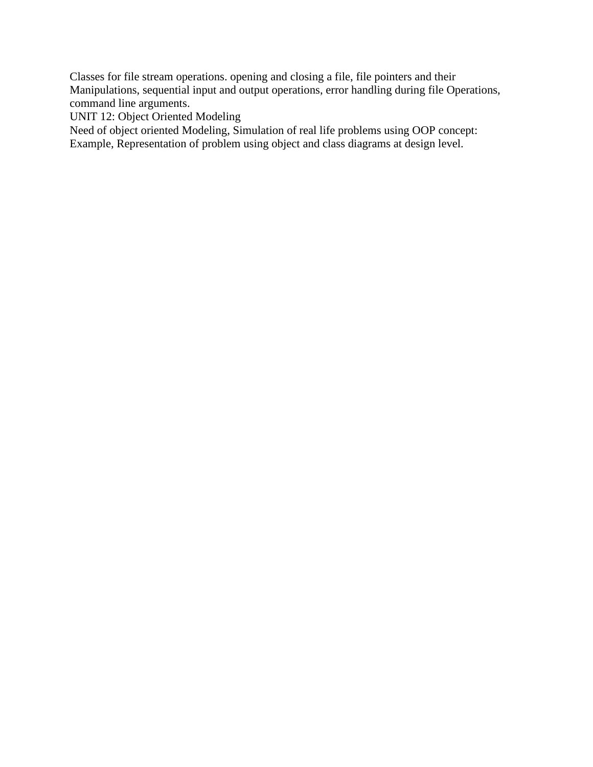Classes for file stream operations. opening and closing a file, file pointers and their Manipulations, sequential input and output operations, error handling during file Operations, command line arguments.

UNIT 12: Object Oriented Modeling

Need of object oriented Modeling, Simulation of real life problems using OOP concept: Example, Representation of problem using object and class diagrams at design level.